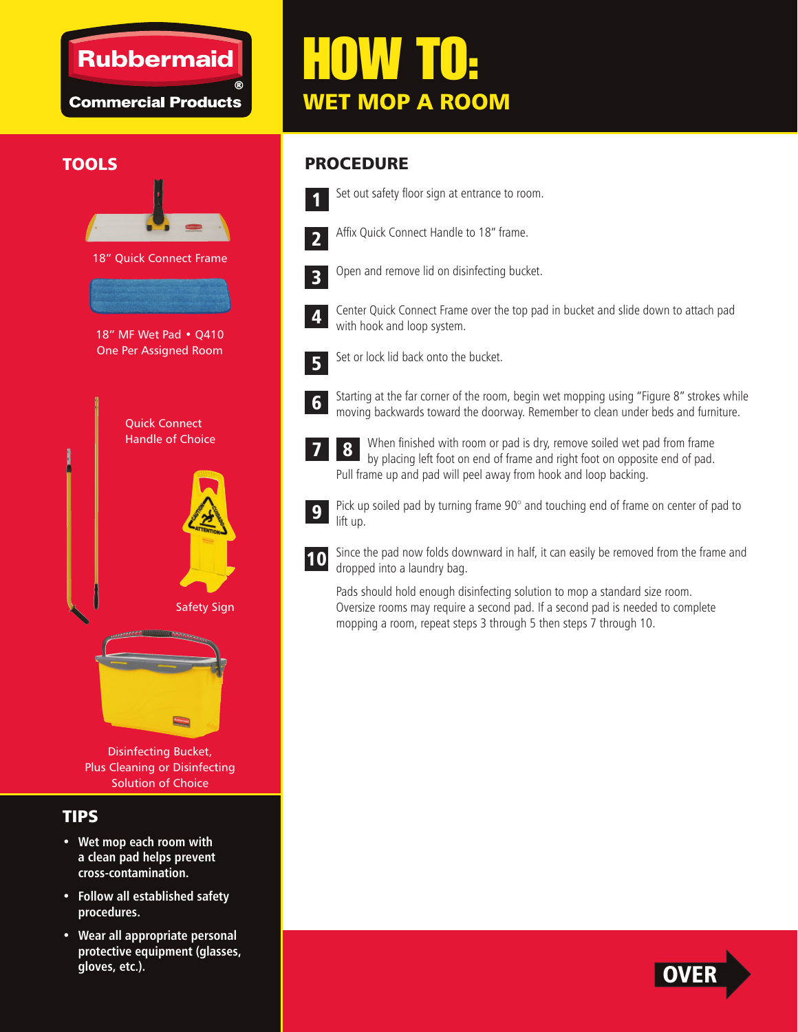Rubbermaid Commercial Products

# HOW TO:
## WET MOP A ROOM

### TOOLS

18" Quick Connect Frame

18" MF Wet Pad • Q410
One Per Assigned Room

Quick Connect Handle of Choice

Safety Sign

Disinfecting Bucket, Plus Cleaning or Disinfecting Solution of Choice

### TIPS

- **Wet mop each room with a clean pad helps prevent cross-contamination.**
- **Follow all established safety procedures.**
- **Wear all appropriate personal protective equipment (glasses, gloves, etc.).**

### PROCEDURE

**1** Set out safety floor sign at entrance to room.

**2** Affix Quick Connect Handle to 18" frame.

**3** Open and remove lid on disinfecting bucket.

**4** Center Quick Connect Frame over the top pad in bucket and slide down to attach pad with hook and loop system.

**5** Set or lock lid back onto the bucket.

**6** Starting at the far corner of the room, begin wet mopping using "Figure 8" strokes while moving backwards toward the doorway. Remember to clean under beds and furniture.

**7** **8** When finished with room or pad is dry, remove soiled wet pad from frame by placing left foot on end of frame and right foot on opposite end of pad. Pull frame up and pad will peel away from hook and loop backing.

**9** Pick up soiled pad by turning frame 90° and touching end of frame on center of pad to lift up.

**10** Since the pad now folds downward in half, it can easily be removed from the frame and dropped into a laundry bag.

Pads should hold enough disinfecting solution to mop a standard size room. Oversize rooms may require a second pad. If a second pad is needed to complete mopping a room, repeat steps 3 through 5 then steps 7 through 10.

**OVER**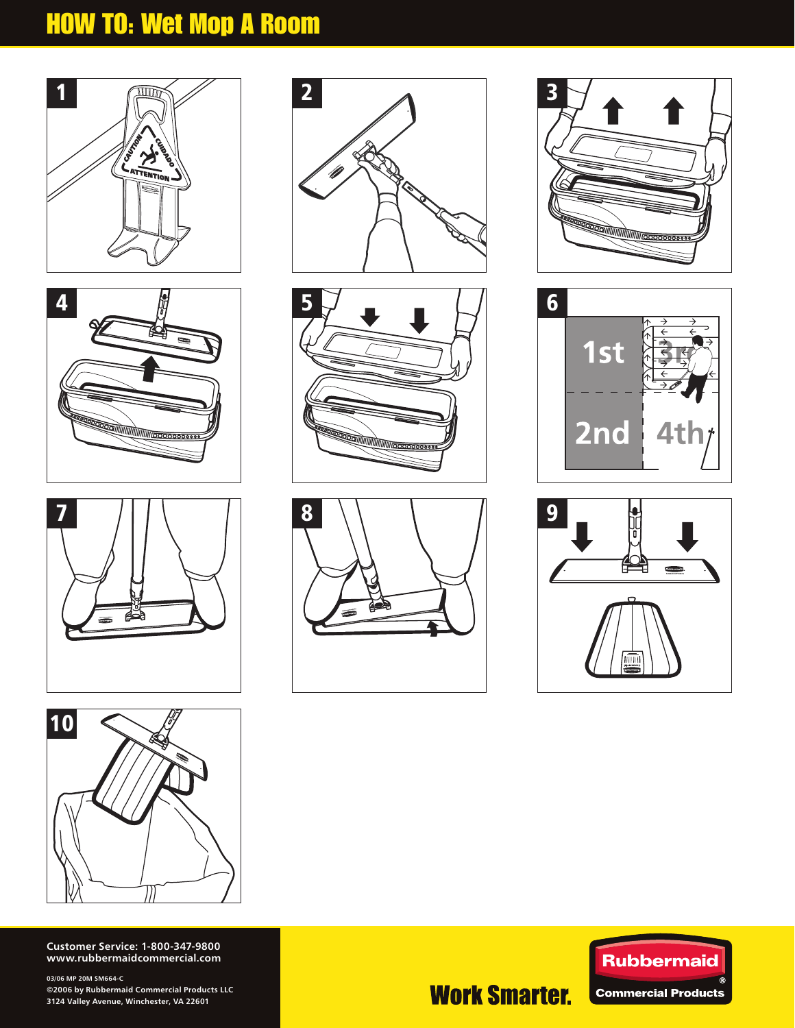# HOW TO: Wet Mop A Room

1

2

3

4

5

6

1st

2nd

3rd

4th

7

8

9

10

Customer Service: 1-800-347-9800
www.rubbermaidcommercial.com

03/06 MP 20M SM664-C
©2006 by Rubbermaid Commercial Products LLC
3124 Valley Avenue, Winchester, VA 22601

Work Smarter.

Rubbermaid® Commercial Products